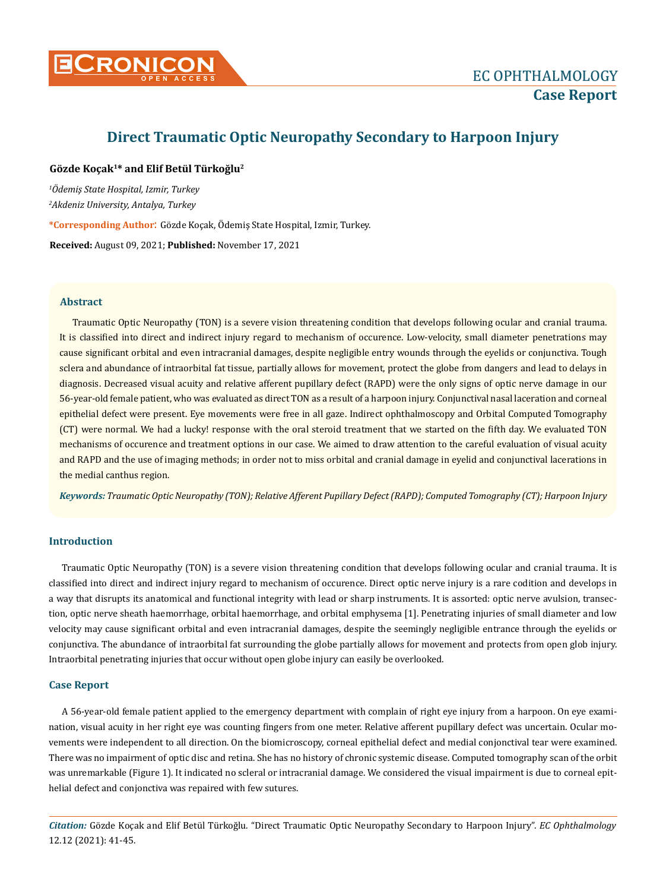# Direct Traumatic Optic Neuropathy Secondary to Harpoon Injury

**Gözde Koçak[1]* and Elif Betül Türkoğlu[2]**

*[1]Ödemiş State Hospital, Izmir, Turkey*

*[2]Akdeniz University, Antalya, Turkey*

**\*Corresponding Author:** Gözde Koçak, Ödemiş State Hospital, Izmir, Turkey.

**Received:** August 09, 2021; **Published:** November 17, 2021

## Abstract

Traumatic Optic Neuropathy (TON) is a severe vision threatening condition that develops following ocular and cranial trauma. It is classified into direct and indirect injury regard to mechanism of occurence. Low-velocity, small diameter penetrations may cause significant orbital and even intracranial damages, despite negligible entry wounds through the eyelids or conjunctiva. Tough sclera and abundance of intraorbital fat tissue, partially allows for movement, protect the globe from dangers and lead to delays in diagnosis. Decreased visual acuity and relative afferent pupillary defect (RAPD) were the only signs of optic nerve damage in our 56-year-old female patient, who was evaluated as direct TON as a result of a harpoon injury. Conjunctival nasal laceration and corneal epithelial defect were present. Eye movements were free in all gaze. Indirect ophthalmoscopy and Orbital Computed Tomography (CT) were normal. We had a lucky! response with the oral steroid treatment that we started on the fifth day. We evaluated TON mechanisms of occurence and treatment options in our case. We aimed to draw attention to the careful evaluation of visual acuity and RAPD and the use of imaging methods; in order not to miss orbital and cranial damage in eyelid and conjunctival lacerations in the medial canthus region.

***Keywords:*** *Traumatic Optic Neuropathy (TON); Relative Afferent Pupillary Defect (RAPD); Computed Tomography (CT); Harpoon Injury*

## Introduction

Traumatic Optic Neuropathy (TON) is a severe vision threatening condition that develops following ocular and cranial trauma. It is classified into direct and indirect injury regard to mechanism of occurence. Direct optic nerve injury is a rare codition and develops in a way that disrupts its anatomical and functional integrity with lead or sharp instruments. It is assorted: optic nerve avulsion, transection, optic nerve sheath haemorrhage, orbital haemorrhage, and orbital emphysema [1]. Penetrating injuries of small diameter and low velocity may cause significant orbital and even intracranial damages, despite the seemingly negligible entrance through the eyelids or conjunctiva. The abundance of intraorbital fat surrounding the globe partially allows for movement and protects from open glob injury. Intraorbital penetrating injuries that occur without open globe injury can easily be overlooked.

## Case Report

A 56-year-old female patient applied to the emergency department with complain of right eye injury from a harpoon. On eye examination, visual acuity in her right eye was counting fingers from one meter. Relative afferent pupillary defect was uncertain. Ocular movements were independent to all direction. On the biomicroscopy, corneal epithelial defect and medial conjonctival tear were examined. There was no impairment of optic disc and retina. She has no history of chronic systemic disease. Computed tomography scan of the orbit was unremarkable (Figure 1). It indicated no scleral or intracranial damage. We considered the visual impairment is due to corneal epithelial defect and conjonctiva was repaired with few sutures.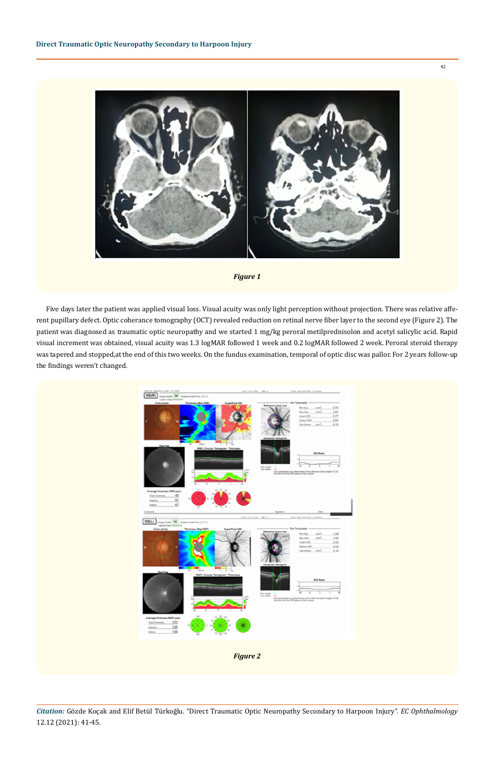*Figure 1*

Five days later the patient was applied visual loss. Visual acuity was only light perception without projection. There was relative afferent pupillary defect. Optic coherance tomography (OCT) revealed reduction on retinal nerve fiber layer to the second eye (Figure 2). The patient was diagnosed as traumatic optic neuropathy and we started 1 mg/kg peroral metilprednisolon and acetyl salicylic acid. Rapid visual increment was obtained, visual acuity was 1.3 logMAR followed 1 week and 0.2 logMAR followed 2 week. Peroral steroid therapy was tapered and stopped,at the end of this two weeks. On the fundus examination, temporal of optic disc was pallor. For 2 years follow-up the findings weren't changed.

*Figure 2*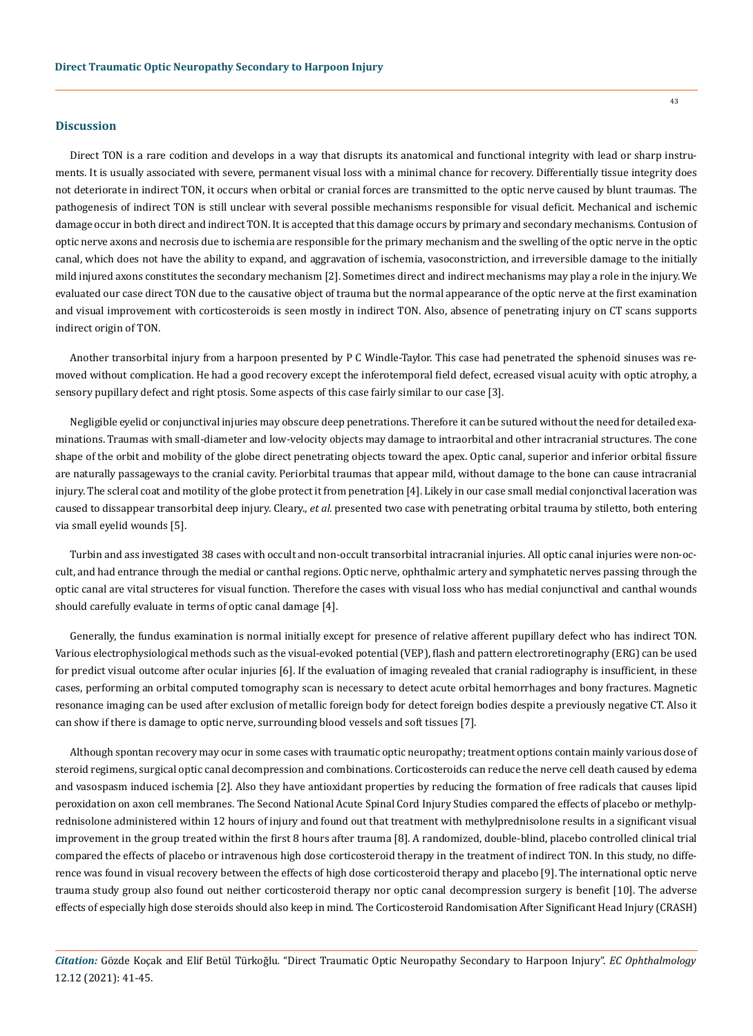## Discussion

Direct TON is a rare codition and develops in a way that disrupts its anatomical and functional integrity with lead or sharp instruments. It is usually associated with severe, permanent visual loss with a minimal chance for recovery. Differentially tissue integrity does not deteriorate in indirect TON, it occurs when orbital or cranial forces are transmitted to the optic nerve caused by blunt traumas. The pathogenesis of indirect TON is still unclear with several possible mechanisms responsible for visual deficit. Mechanical and ischemic damage occur in both direct and indirect TON. It is accepted that this damage occurs by primary and secondary mechanisms. Contusion of optic nerve axons and necrosis due to ischemia are responsible for the primary mechanism and the swelling of the optic nerve in the optic canal, which does not have the ability to expand, and aggravation of ischemia, vasoconstriction, and irreversible damage to the initially mild injured axons constitutes the secondary mechanism [2]. Sometimes direct and indirect mechanisms may play a role in the injury. We evaluated our case direct TON due to the causative object of trauma but the normal appearance of the optic nerve at the first examination and visual improvement with corticosteroids is seen mostly in indirect TON. Also, absence of penetrating injury on CT scans supports indirect origin of TON.

Another transorbital injury from a harpoon presented by P C Windle-Taylor. This case had penetrated the sphenoid sinuses was removed without complication. He had a good recovery except the inferotemporal field defect, ecreased visual acuity with optic atrophy, a sensory pupillary defect and right ptosis. Some aspects of this case fairly similar to our case [3].

Negligible eyelid or conjunctival injuries may obscure deep penetrations. Therefore it can be sutured without the need for detailed examinations. Traumas with small-diameter and low-velocity objects may damage to intraorbital and other intracranial structures. The cone shape of the orbit and mobility of the globe direct penetrating objects toward the apex. Optic canal, superior and inferior orbital fissure are naturally passageways to the cranial cavity. Periorbital traumas that appear mild, without damage to the bone can cause intracranial injury. The scleral coat and motility of the globe protect it from penetration [4]. Likely in our case small medial conjonctival laceration was caused to dissappear transorbital deep injury. Cleary., *et al.* presented two case with penetrating orbital trauma by stiletto, both entering via small eyelid wounds [5].

Turbin and ass investigated 38 cases with occult and non-occult transorbital intracranial injuries. All optic canal injuries were non-occult, and had entrance through the medial or canthal regions. Optic nerve, ophthalmic artery and symphatetic nerves passing through the optic canal are vital structeres for visual function. Therefore the cases with visual loss who has medial conjunctival and canthal wounds should carefully evaluate in terms of optic canal damage [4].

Generally, the fundus examination is normal initially except for presence of relative afferent pupillary defect who has indirect TON. Various electrophysiological methods such as the visual-evoked potential (VEP), flash and pattern electroretinography (ERG) can be used for predict visual outcome after ocular injuries [6]. If the evaluation of imaging revealed that cranial radiography is insufficient, in these cases, performing an orbital computed tomography scan is necessary to detect acute orbital hemorrhages and bony fractures. Magnetic resonance imaging can be used after exclusion of metallic foreign body for detect foreign bodies despite a previously negative CT. Also it can show if there is damage to optic nerve, surrounding blood vessels and soft tissues [7].

Although spontan recovery may ocur in some cases with traumatic optic neuropathy; treatment options contain mainly various dose of steroid regimens, surgical optic canal decompression and combinations. Corticosteroids can reduce the nerve cell death caused by edema and vasospasm induced ischemia [2]. Also they have antioxidant properties by reducing the formation of free radicals that causes lipid peroxidation on axon cell membranes. The Second National Acute Spinal Cord Injury Studies compared the effects of placebo or methylprednisolone administered within 12 hours of injury and found out that treatment with methylprednisolone results in a significant visual improvement in the group treated within the first 8 hours after trauma [8]. A randomized, double-blind, placebo controlled clinical trial compared the effects of placebo or intravenous high dose corticosteroid therapy in the treatment of indirect TON. In this study, no difference was found in visual recovery between the effects of high dose corticosteroid therapy and placebo [9]. The international optic nerve trauma study group also found out neither corticosteroid therapy nor optic canal decompression surgery is benefit [10]. The adverse effects of especially high dose steroids should also keep in mind. The Corticosteroid Randomisation After Significant Head Injury (CRASH)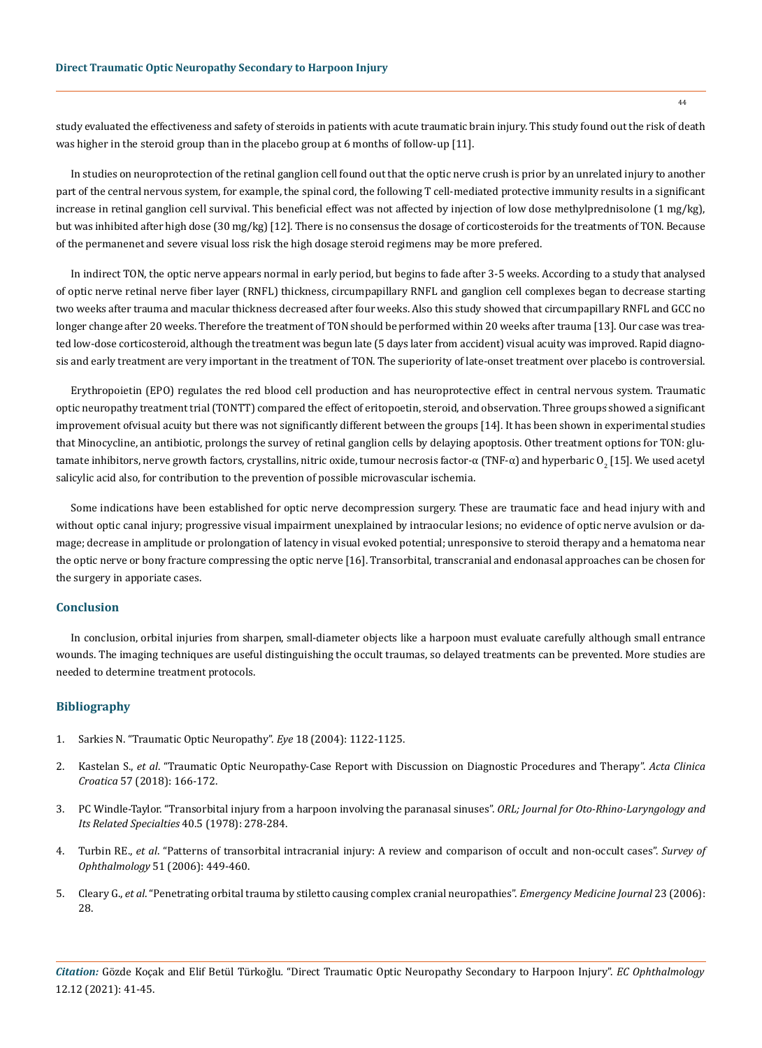study evaluated the effectiveness and safety of steroids in patients with acute traumatic brain injury. This study found out the risk of death was higher in the steroid group than in the placebo group at 6 months of follow-up [11].

In studies on neuroprotection of the retinal ganglion cell found out that the optic nerve crush is prior by an unrelated injury to another part of the central nervous system, for example, the spinal cord, the following T cell-mediated protective immunity results in a significant increase in retinal ganglion cell survival. This beneficial effect was not affected by injection of low dose methylprednisolone (1 mg/kg), but was inhibited after high dose (30 mg/kg) [12]. There is no consensus the dosage of corticosteroids for the treatments of TON. Because of the permanenet and severe visual loss risk the high dosage steroid regimens may be more prefered.

In indirect TON, the optic nerve appears normal in early period, but begins to fade after 3-5 weeks. According to a study that analysed of optic nerve retinal nerve fiber layer (RNFL) thickness, circumpapillary RNFL and ganglion cell complexes began to decrease starting two weeks after trauma and macular thickness decreased after four weeks. Also this study showed that circumpapillary RNFL and GCC no longer change after 20 weeks. Therefore the treatment of TON should be performed within 20 weeks after trauma [13]. Our case was treated low-dose corticosteroid, although the treatment was begun late (5 days later from accident) visual acuity was improved. Rapid diagnosis and early treatment are very important in the treatment of TON. The superiority of late-onset treatment over placebo is controversial.

Erythropoietin (EPO) regulates the red blood cell production and has neuroprotective effect in central nervous system. Traumatic optic neuropathy treatment trial (TONTT) compared the effect of eritopoetin, steroid, and observation. Three groups showed a significant improvement ofvisual acuity but there was not significantly different between the groups [14]. It has been shown in experimental studies that Minocycline, an antibiotic, prolongs the survey of retinal ganglion cells by delaying apoptosis. Other treatment options for TON: glutamate inhibitors, nerve growth factors, crystallins, nitric oxide, tumour necrosis factor-α (TNF-α) and hyperbaric $O_2$ [15]. We used acetyl salicylic acid also, for contribution to the prevention of possible microvascular ischemia.

Some indications have been established for optic nerve decompression surgery. These are traumatic face and head injury with and without optic canal injury; progressive visual impairment unexplained by intraocular lesions; no evidence of optic nerve avulsion or damage; decrease in amplitude or prolongation of latency in visual evoked potential; unresponsive to steroid therapy and a hematoma near the optic nerve or bony fracture compressing the optic nerve [16]. Transorbital, transcranial and endonasal approaches can be chosen for the surgery in apporiate cases.

## Conclusion

In conclusion, orbital injuries from sharpen, small-diameter objects like a harpoon must evaluate carefully although small entrance wounds. The imaging techniques are useful distinguishing the occult traumas, so delayed treatments can be prevented. More studies are needed to determine treatment protocols.

## Bibliography

1. Sarkies N. "Traumatic Optic Neuropathy". *Eye* 18 (2004): 1122-1125.
2. Kastelan S., *et al*. "Traumatic Optic Neuropathy-Case Report with Discussion on Diagnostic Procedures and Therapy". *Acta Clinica Croatica* 57 (2018): 166-172.
3. PC Windle-Taylor. "Transorbital injury from a harpoon involving the paranasal sinuses". *ORL; Journal for Oto-Rhino-Laryngology and Its Related Specialties* 40.5 (1978): 278-284.
4. Turbin RE., *et al*. "Patterns of transorbital intracranial injury: A review and comparison of occult and non-occult cases". *Survey of Ophthalmology* 51 (2006): 449-460.
5. Cleary G., *et al*. "Penetrating orbital trauma by stiletto causing complex cranial neuropathies". *Emergency Medicine Journal* 23 (2006): 28.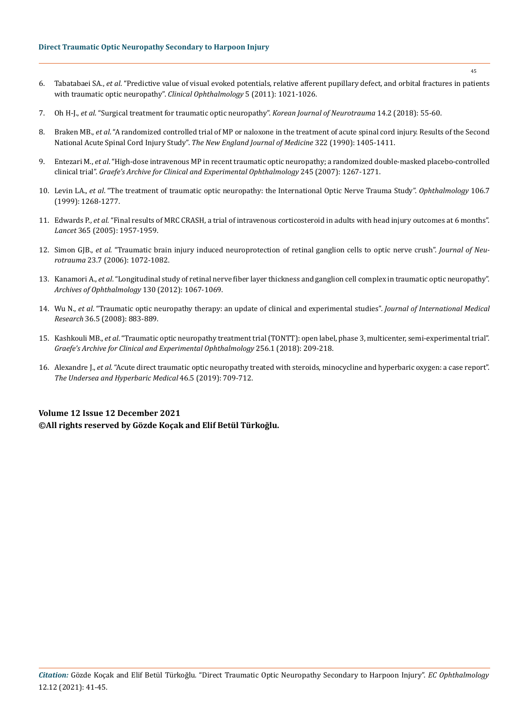6. Tabatabaei SA., *et al*. "Predictive value of visual evoked potentials, relative afferent pupillary defect, and orbital fractures in patients with traumatic optic neuropathy". *Clinical Ophthalmology* 5 (2011): 1021-1026.

7. Oh H-J., *et al*. "Surgical treatment for traumatic optic neuropathy". *Korean Journal of Neurotrauma* 14.2 (2018): 55-60.

8. Braken MB., *et al*. "A randomized controlled trial of MP or naloxone in the treatment of acute spinal cord injury. Results of the Second National Acute Spinal Cord Injury Study". *The New England Journal of Medicine* 322 (1990): 1405-1411.

9. Entezari M., *et al*. "High-dose intravenous MP in recent traumatic optic neuropathy; a randomized double-masked placebo-controlled clinical trial". *Graefe's Archive for Clinical and Experimental Ophthalmology* 245 (2007): 1267-1271.

10. Levin LA., *et al*. "The treatment of traumatic optic neuropathy: the International Optic Nerve Trauma Study". *Ophthalmology* 106.7 (1999): 1268-1277.

11. Edwards P., *et al*. "Final results of MRC CRASH, a trial of intravenous corticosteroid in adults with head injury outcomes at 6 months". *Lancet* 365 (2005): 1957-1959.

12. Simon GJB., *et al*. "Traumatic brain injury induced neuroprotection of retinal ganglion cells to optic nerve crush". *Journal of Neurotrauma* 23.7 (2006): 1072-1082.

13. Kanamori A., *et al*. "Longitudinal study of retinal nerve fiber layer thickness and ganglion cell complex in traumatic optic neuropathy". *Archives of Ophthalmology* 130 (2012): 1067-1069.

14. Wu N., *et al*. "Traumatic optic neuropathy therapy: an update of clinical and experimental studies". *Journal of International Medical Research* 36.5 (2008): 883-889.

15. Kashkouli MB., *et al*. "Traumatic optic neuropathy treatment trial (TONTT): open label, phase 3, multicenter, semi-experimental trial". *Graefe's Archive for Clinical and Experimental Ophthalmology* 256.1 (2018): 209-218.

16. Alexandre J., *et al*. "Acute direct traumatic optic neuropathy treated with steroids, minocycline and hyperbaric oxygen: a case report". *The Undersea and Hyperbaric Medical* 46.5 (2019): 709-712.

**Volume 12 Issue 12 December 2021**
**©All rights reserved by Gözde Koçak and Elif Betül Türkoğlu.**